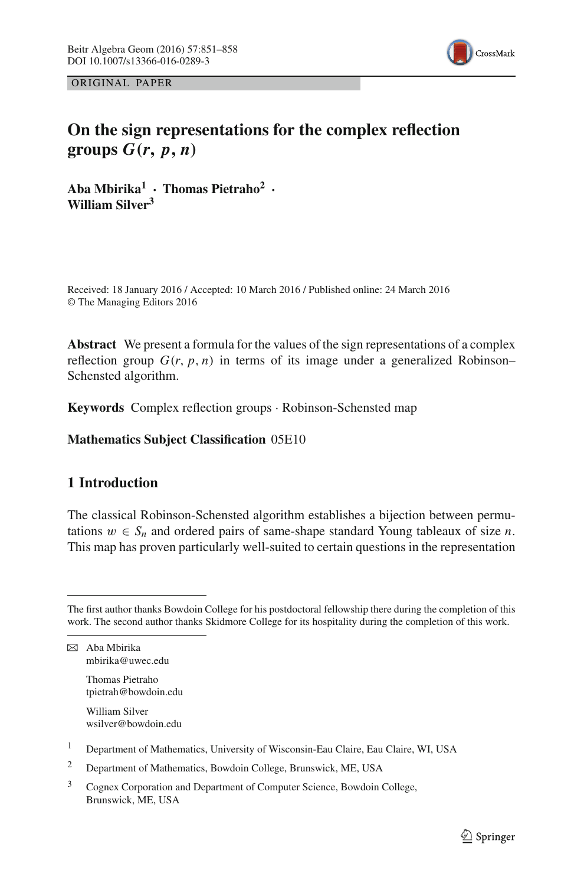ORIGINAL PAPER

# On the sign representations for the complex reflection groups $G(r, p, n)$

**Aba Mbirika[1] · Thomas Pietraho[2] · William Silver[3]**

Received: 18 January 2016 / Accepted: 10 March 2016 / Published online: 24 March 2016
© The Managing Editors 2016

**Abstract** We present a formula for the values of the sign representations of a complex reflection group $G(r, p, n)$ in terms of its image under a generalized Robinson–Schensted algorithm.

**Keywords** Complex reflection groups · Robinson-Schensted map

**Mathematics Subject Classification** 05E10

## 1 Introduction

The classical Robinson-Schensted algorithm establishes a bijection between permutations $w \in S_n$ and ordered pairs of same-shape standard Young tableaux of size $n$. This map has proven particularly well-suited to certain questions in the representation

---

The first author thanks Bowdoin College for his postdoctoral fellowship there during the completion of this work. The second author thanks Skidmore College for its hospitality during the completion of this work.

✉ Aba Mbirika
mbirika@uwec.edu

Thomas Pietraho
tpietrah@bowdoin.edu

William Silver
wsilver@bowdoin.edu

[1] Department of Mathematics, University of Wisconsin-Eau Claire, Eau Claire, WI, USA

[2] Department of Mathematics, Bowdoin College, Brunswick, ME, USA

[3] Cognex Corporation and Department of Computer Science, Bowdoin College, Brunswick, ME, USA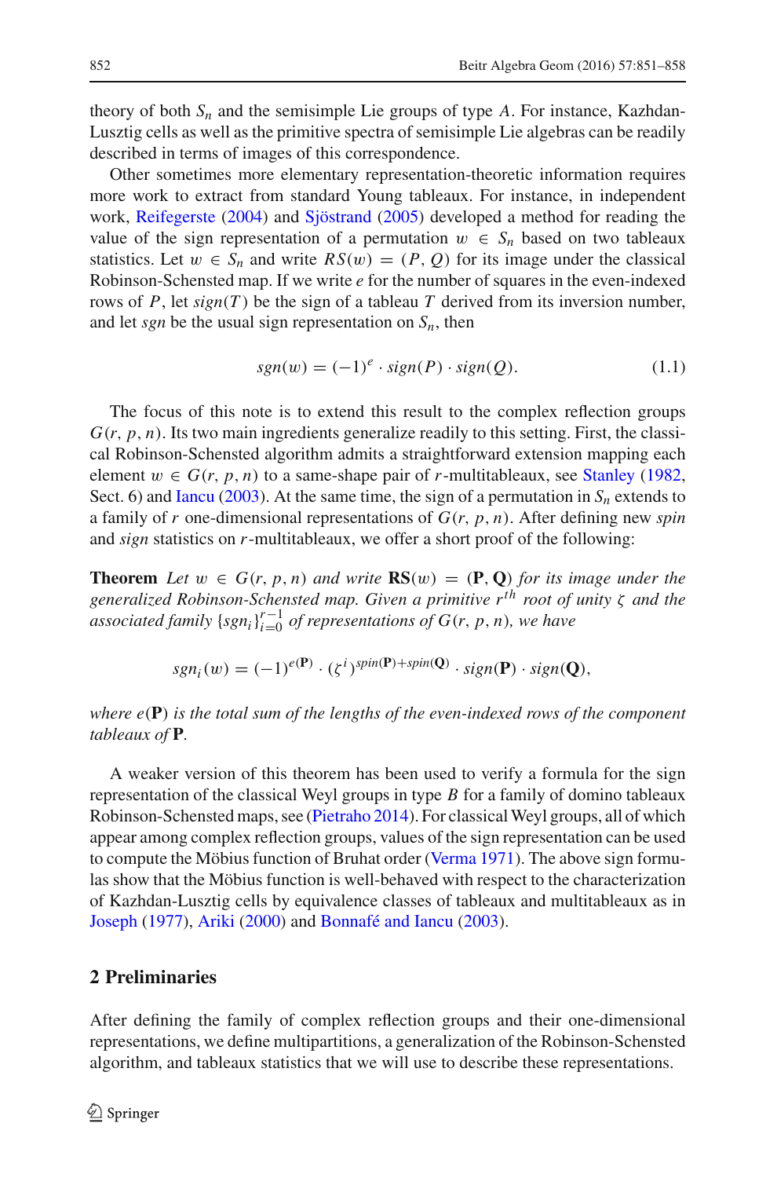theory of both $S_n$ and the semisimple Lie groups of type $A$. For instance, Kazhdan-Lusztig cells as well as the primitive spectra of semisimple Lie algebras can be readily described in terms of images of this correspondence.

Other sometimes more elementary representation-theoretic information requires more work to extract from standard Young tableaux. For instance, in independent work, Reifegerste (2004) and Sjöstrand (2005) developed a method for reading the value of the sign representation of a permutation $w \in S_n$ based on two tableaux statistics. Let $w \in S_n$ and write $RS(w) = (P, Q)$ for its image under the classical Robinson-Schensted map. If we write $e$ for the number of squares in the even-indexed rows of $P$, let $sign(T)$ be the sign of a tableau $T$ derived from its inversion number, and let $sgn$ be the usual sign representation on $S_n$, then

$$sgn(w) = (-1)^e \cdot sign(P) \cdot sign(Q). \tag{1.1}$$

The focus of this note is to extend this result to the complex reflection groups $G(r, p, n)$. Its two main ingredients generalize readily to this setting. First, the classical Robinson-Schensted algorithm admits a straightforward extension mapping each element $w \in G(r, p, n)$ to a same-shape pair of $r$-multitableaux, see Stanley (1982, Sect. 6) and Iancu (2003). At the same time, the sign of a permutation in $S_n$ extends to a family of $r$ one-dimensional representations of $G(r, p, n)$. After defining new *spin* and *sign* statistics on $r$-multitableaux, we offer a short proof of the following:

**Theorem** *Let $w \in G(r, p, n)$ and write $\mathbf{RS}(w) = (\mathbf{P}, \mathbf{Q})$ for its image under the generalized Robinson-Schensted map. Given a primitive $r^{th}$ root of unity $\zeta$ and the associated family $\{sgn_i\}_{i=0}^{r-1}$ of representations of $G(r, p, n)$, we have*

$$sgn_i(w) = (-1)^{e(\mathbf{P})} \cdot (\zeta^i)^{spin(\mathbf{P})+spin(\mathbf{Q})} \cdot sign(\mathbf{P}) \cdot sign(\mathbf{Q}),$$

*where $e(\mathbf{P})$ is the total sum of the lengths of the even-indexed rows of the component tableaux of $\mathbf{P}$.*

A weaker version of this theorem has been used to verify a formula for the sign representation of the classical Weyl groups in type $B$ for a family of domino tableaux Robinson-Schensted maps, see (Pietraho 2014). For classical Weyl groups, all of which appear among complex reflection groups, values of the sign representation can be used to compute the Möbius function of Bruhat order (Verma 1971). The above sign formulas show that the Möbius function is well-behaved with respect to the characterization of Kazhdan-Lusztig cells by equivalence classes of tableaux and multitableaux as in Joseph (1977), Ariki (2000) and Bonnafé and Iancu (2003).

## 2 Preliminaries

After defining the family of complex reflection groups and their one-dimensional representations, we define multipartitions, a generalization of the Robinson-Schensted algorithm, and tableaux statistics that we will use to describe these representations.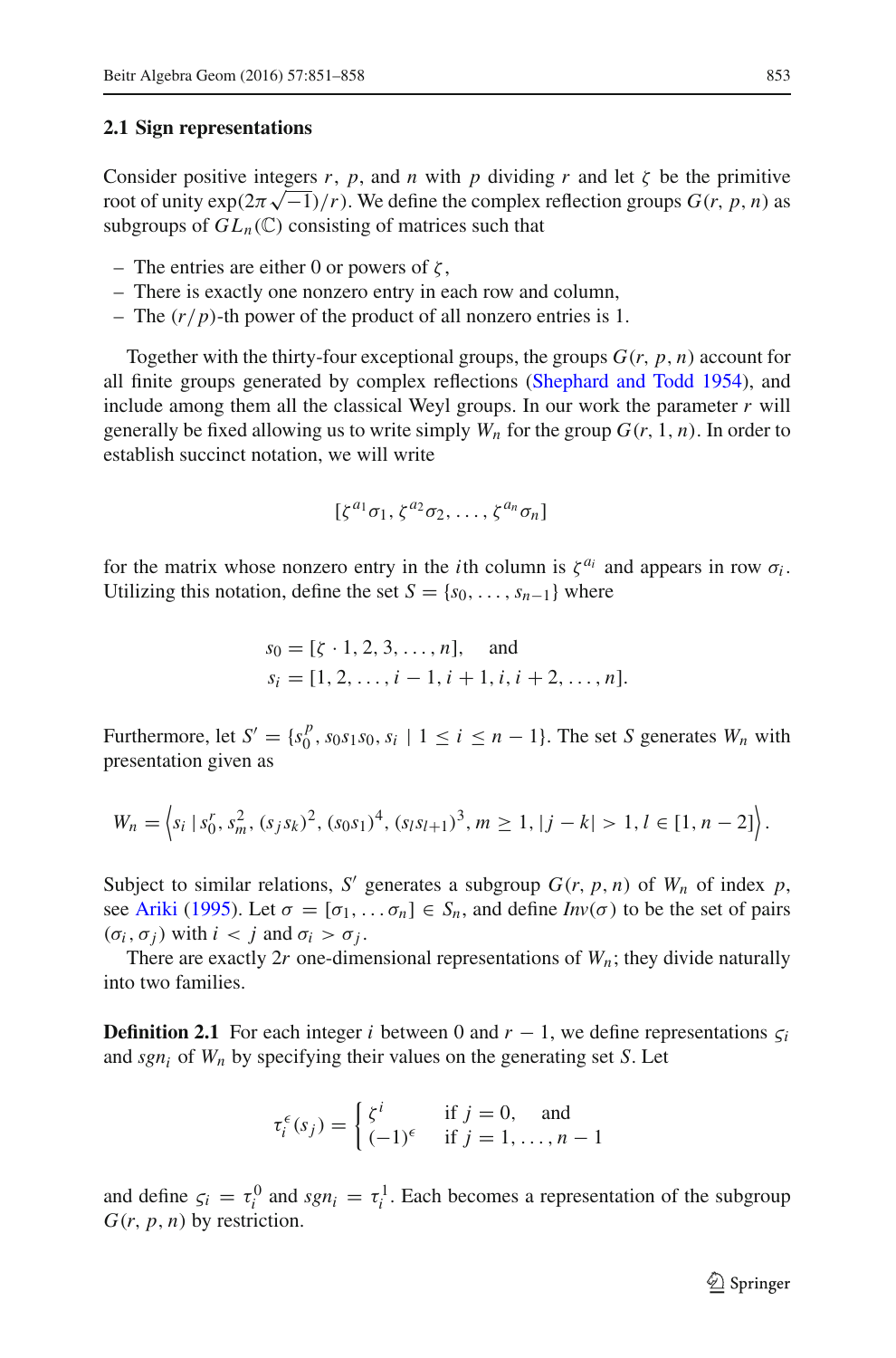### 2.1 Sign representations

Consider positive integers $r$, $p$, and $n$ with $p$ dividing $r$ and let $\zeta$ be the primitive root of unity $\exp(2\pi\sqrt{-1})/r)$. We define the complex reflection groups $G(r, p, n)$ as subgroups of $GL_n(\mathbb{C})$ consisting of matrices such that

- The entries are either 0 or powers of $\zeta$,
- There is exactly one nonzero entry in each row and column,
- The $(r/p)$-th power of the product of all nonzero entries is 1.

Together with the thirty-four exceptional groups, the groups $G(r, p, n)$ account for all finite groups generated by complex reflections (Shephard and Todd 1954), and include among them all the classical Weyl groups. In our work the parameter $r$ will generally be fixed allowing us to write simply $W_n$ for the group $G(r, 1, n)$. In order to establish succinct notation, we will write

$$[\zeta^{a_1}\sigma_1, \zeta^{a_2}\sigma_2, \ldots, \zeta^{a_n}\sigma_n]$$

for the matrix whose nonzero entry in the $i$th column is $\zeta^{a_i}$ and appears in row $\sigma_i$. Utilizing this notation, define the set $S = \{s_0, \ldots, s_{n-1}\}$ where

$$s_0 = [\zeta \cdot 1, 2, 3, \ldots, n], \quad \text{and}$$
$$s_i = [1, 2, \ldots, i-1, i+1, i, i+2, \ldots, n].$$

Furthermore, let $S' = \{s_0^p, s_0 s_1 s_0, s_i \mid 1 \leq i \leq n-1\}$. The set $S$ generates $W_n$ with presentation given as

$$W_n = \left\langle s_i \mid s_0^r, s_m^2, (s_j s_k)^2, (s_0 s_1)^4, (s_l s_{l+1})^3, m \geq 1, |j-k| > 1, l \in [1, n-2] \right\rangle.$$

Subject to similar relations, $S'$ generates a subgroup $G(r, p, n)$ of $W_n$ of index $p$, see Ariki (1995). Let $\sigma = [\sigma_1, \ldots \sigma_n] \in S_n$, and define $Inv(\sigma)$ to be the set of pairs $(\sigma_i, \sigma_j)$ with $i < j$ and $\sigma_i > \sigma_j$.

There are exactly $2r$ one-dimensional representations of $W_n$; they divide naturally into two families.

**Definition 2.1** For each integer $i$ between 0 and $r-1$, we define representations $\varsigma_i$ and $sgn_i$ of $W_n$ by specifying their values on the generating set $S$. Let

$$\tau_i^{\epsilon}(s_j) = \begin{cases} \zeta^i & \text{if } j = 0, \quad \text{and} \\ (-1)^{\epsilon} & \text{if } j = 1, \ldots, n-1 \end{cases}$$

and define $\varsigma_i = \tau_i^0$ and $sgn_i = \tau_i^1$. Each becomes a representation of the subgroup $G(r, p, n)$ by restriction.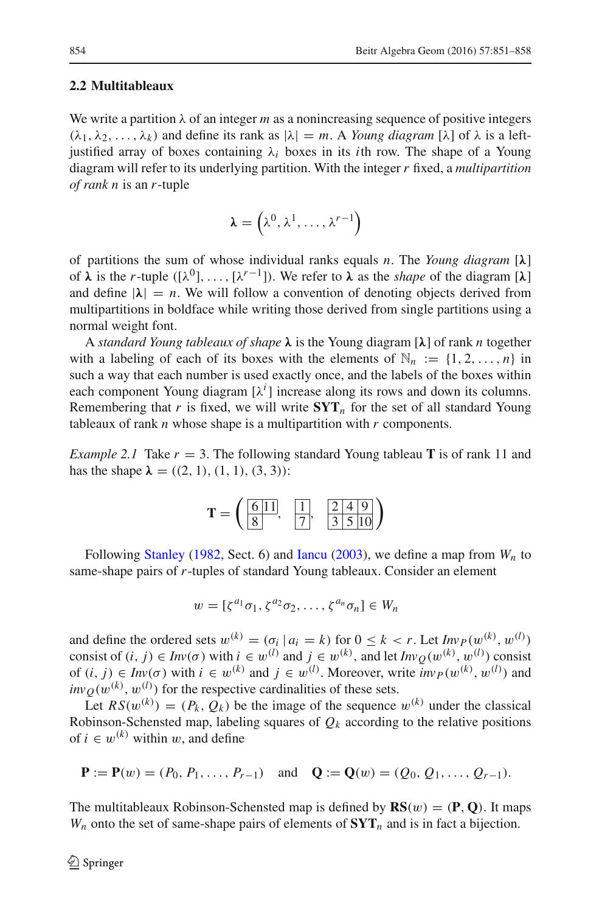### 2.2 Multitableaux

We write a partition $\lambda$ of an integer $m$ as a nonincreasing sequence of positive integers $(\lambda_1, \lambda_2, \ldots, \lambda_k)$ and define its rank as $|\lambda| = m$. A *Young diagram* $[\lambda]$ of $\lambda$ is a left-justified array of boxes containing $\lambda_i$ boxes in its $i$th row. The shape of a Young diagram will refer to its underlying partition. With the integer $r$ fixed, a *multipartition of rank* $n$ is an $r$-tuple

$$\boldsymbol{\lambda} = \left(\lambda^0, \lambda^1, \ldots, \lambda^{r-1}\right)$$

of partitions the sum of whose individual ranks equals $n$. The *Young diagram* $[\boldsymbol{\lambda}]$ of $\boldsymbol{\lambda}$ is the $r$-tuple $([\lambda^0], \ldots, [\lambda^{r-1}])$. We refer to $\boldsymbol{\lambda}$ as the *shape* of the diagram $[\boldsymbol{\lambda}]$ and define $|\boldsymbol{\lambda}| = n$. We will follow a convention of denoting objects derived from multipartitions in boldface while writing those derived from single partitions using a normal weight font.

A *standard Young tableaux of shape* $\boldsymbol{\lambda}$ is the Young diagram $[\boldsymbol{\lambda}]$ of rank $n$ together with a labeling of each of its boxes with the elements of $\mathbb{N}_n := \{1, 2, \ldots, n\}$ in such a way that each number is used exactly once, and the labels of the boxes within each component Young diagram $[\lambda^i]$ increase along its rows and down its columns. Remembering that $r$ is fixed, we will write $\mathbf{SYT}_n$ for the set of all standard Young tableaux of rank $n$ whose shape is a multipartition with $r$ components.

*Example 2.1* Take $r = 3$. The following standard Young tableau $\mathbf{T}$ is of rank 11 and has the shape $\boldsymbol{\lambda} = ((2, 1), (1, 1), (3, 3))$:

$$\mathbf{T} = \left( \begin{array}{|c|c|}\hline 6 & 11 \\ \hline 8 \\ \cline{1-1}\end{array}, \quad \begin{array}{|c|}\hline 1 \\ \hline 7 \\ \hline\end{array}, \quad \begin{array}{|c|c|c|}\hline 2 & 4 & 9 \\ \hline 3 & 5 & 10 \\ \hline\end{array} \right)$$

Following Stanley (1982, Sect. 6) and Iancu (2003), we define a map from $W_n$ to same-shape pairs of $r$-tuples of standard Young tableaux. Consider an element

$$w = [\zeta^{a_1}\sigma_1, \zeta^{a_2}\sigma_2, \ldots, \zeta^{a_n}\sigma_n] \in W_n$$

and define the ordered sets $w^{(k)} = (\sigma_i \mid a_i = k)$ for $0 \leq k < r$. Let $Inv_P(w^{(k)}, w^{(l)})$ consist of $(i, j) \in Inv(\sigma)$ with $i \in w^{(l)}$ and $j \in w^{(k)}$, and let $Inv_Q(w^{(k)}, w^{(l)})$ consist of $(i, j) \in Inv(\sigma)$ with $i \in w^{(k)}$ and $j \in w^{(l)}$. Moreover, write $inv_P(w^{(k)}, w^{(l)})$ and $inv_Q(w^{(k)}, w^{(l)})$ for the respective cardinalities of these sets.

Let $RS(w^{(k)}) = (P_k, Q_k)$ be the image of the sequence $w^{(k)}$ under the classical Robinson-Schensted map, labeling squares of $Q_k$ according to the relative positions of $i \in w^{(k)}$ within $w$, and define

$$\mathbf{P} := \mathbf{P}(w) = (P_0, P_1, \ldots, P_{r-1}) \quad \text{and} \quad \mathbf{Q} := \mathbf{Q}(w) = (Q_0, Q_1, \ldots, Q_{r-1}).$$

The multitableaux Robinson-Schensted map is defined by $\mathbf{RS}(w) = (\mathbf{P}, \mathbf{Q})$. It maps $W_n$ onto the set of same-shape pairs of elements of $\mathbf{SYT}_n$ and is in fact a bijection.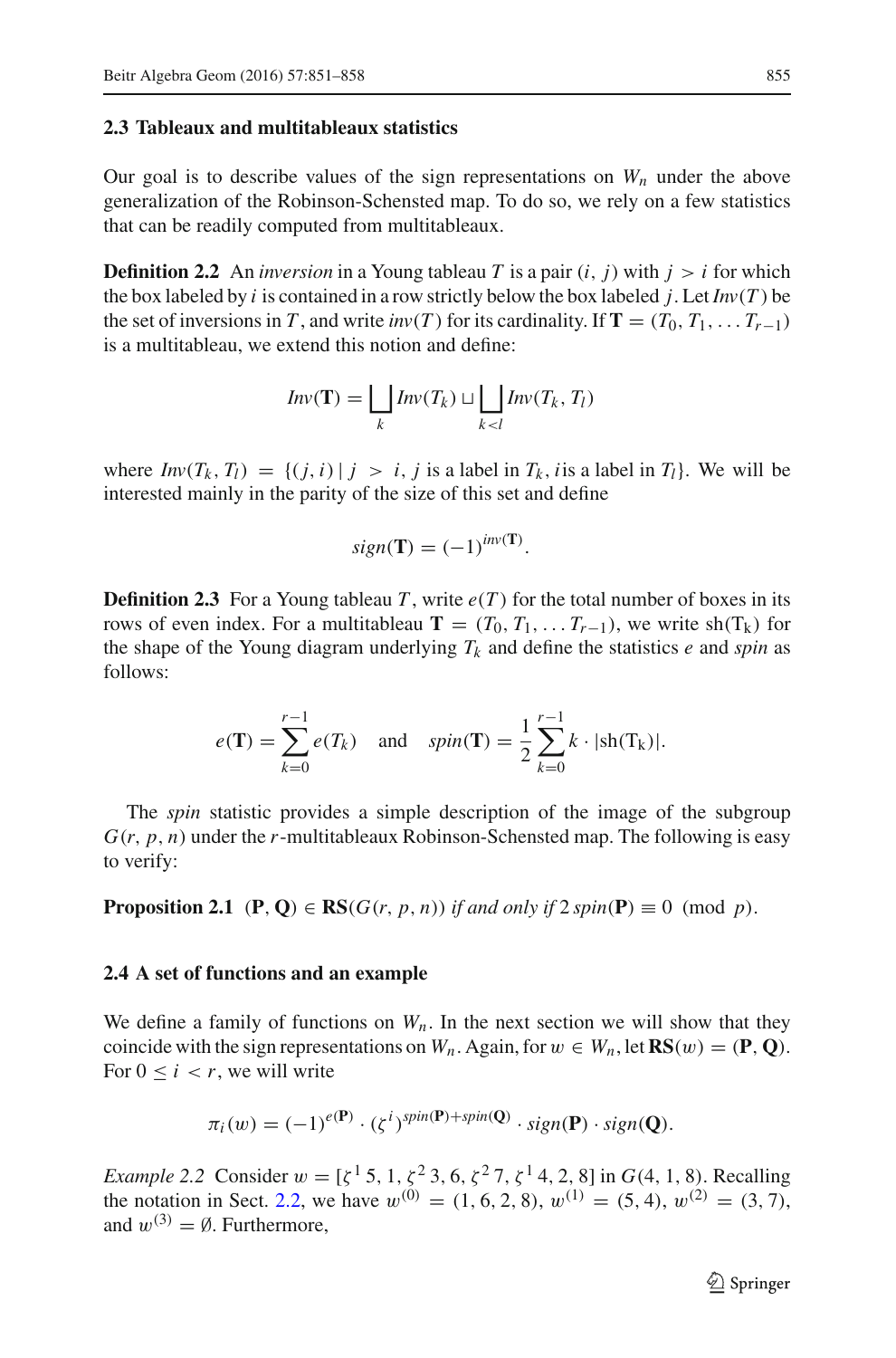### 2.3 Tableaux and multitableaux statistics

Our goal is to describe values of the sign representations on $W_n$ under the above generalization of the Robinson-Schensted map. To do so, we rely on a few statistics that can be readily computed from multitableaux.

**Definition 2.2** An *inversion* in a Young tableau $T$ is a pair $(i, j)$ with $j > i$ for which the box labeled by $i$ is contained in a row strictly below the box labeled $j$. Let $Inv(T)$ be the set of inversions in $T$, and write $inv(T)$ for its cardinality. If $\mathbf{T} = (T_0, T_1, \ldots T_{r-1})$ is a multitableau, we extend this notion and define:

$$Inv(\mathbf{T}) = \bigsqcup_k Inv(T_k) \sqcup \bigsqcup_{k<l} Inv(T_k, T_l)$$

where $Inv(T_k, T_l) = \{(j, i) \mid j > i, j \text{ is a label in } T_k, i \text{is a label in } T_l\}$. We will be interested mainly in the parity of the size of this set and define

$$sign(\mathbf{T}) = (-1)^{inv(\mathbf{T})}.$$

**Definition 2.3** For a Young tableau $T$, write $e(T)$ for the total number of boxes in its rows of even index. For a multitableau $\mathbf{T} = (T_0, T_1, \ldots T_{r-1})$, we write $\mathrm{sh(T_k)}$ for the shape of the Young diagram underlying $T_k$ and define the statistics $e$ and *spin* as follows:

$$e(\mathbf{T}) = \sum_{k=0}^{r-1} e(T_k) \quad \text{and} \quad spin(\mathbf{T}) = \frac{1}{2} \sum_{k=0}^{r-1} k \cdot |\mathrm{sh(T_k)}|.$$

The *spin* statistic provides a simple description of the image of the subgroup $G(r, p, n)$ under the $r$-multitableaux Robinson-Schensted map. The following is easy to verify:

**Proposition 2.1** *$(\mathbf{P}, \mathbf{Q}) \in \mathbf{RS}(G(r, p, n))$ if and only if $2\, spin(\mathbf{P}) \equiv 0 \pmod{p}$.*

### 2.4 A set of functions and an example

We define a family of functions on $W_n$. In the next section we will show that they coincide with the sign representations on $W_n$. Again, for $w \in W_n$, let $\mathbf{RS}(w) = (\mathbf{P}, \mathbf{Q})$. For $0 \le i < r$, we will write

$$\pi_i(w) = (-1)^{e(\mathbf{P})} \cdot (\zeta^i)^{spin(\mathbf{P}) + spin(\mathbf{Q})} \cdot sign(\mathbf{P}) \cdot sign(\mathbf{Q}).$$

*Example 2.2* Consider $w = [\zeta^1 5, 1, \zeta^2 3, 6, \zeta^2 7, \zeta^1 4, 2, 8]$ in $G(4, 1, 8)$. Recalling the notation in Sect. 2.2, we have $w^{(0)} = (1, 6, 2, 8)$, $w^{(1)} = (5, 4)$, $w^{(2)} = (3, 7)$, and $w^{(3)} = \emptyset$. Furthermore,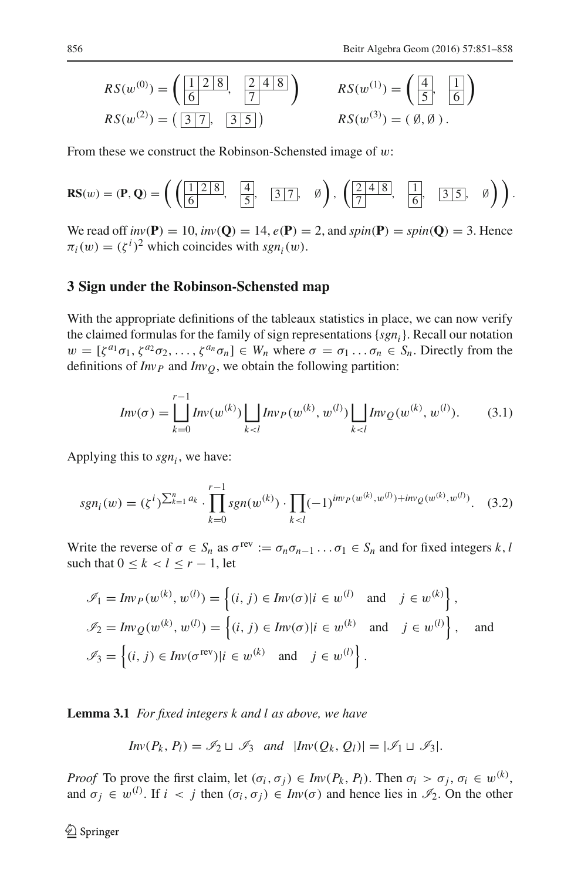$$RS(w^{(0)}) = \left( \begin{array}{|c|c|c|}\hline 1 & 2 & 8 \\ \hline 6 \\ \cline{1-1}\end{array}, \quad \begin{array}{|c|c|c|}\hline 2 & 4 & 8 \\ \hline 7 \\ \cline{1-1}\end{array} \right) \qquad RS(w^{(1)}) = \left( \begin{array}{|c|}\hline 4 \\ \hline 5 \\ \hline\end{array}, \quad \begin{array}{|c|}\hline 1 \\ \hline 6 \\ \hline\end{array} \right)$$

$$RS(w^{(2)}) = \left( \begin{array}{|c|c|}\hline 3 & 7 \\ \hline\end{array}, \quad \begin{array}{|c|c|}\hline 3 & 5 \\ \hline\end{array} \right) \qquad RS(w^{(3)}) = ( \emptyset, \emptyset ).$$

From these we construct the Robinson-Schensted image of $w$:

$$\mathbf{RS}(w) = (\mathbf{P}, \mathbf{Q}) = \left( \left( \begin{array}{|c|c|c|}\hline 1 & 2 & 8 \\ \hline 6 \\ \cline{1-1}\end{array}, \ \begin{array}{|c|}\hline 4 \\ \hline 5 \\ \hline\end{array}, \ \begin{array}{|c|c|}\hline 3 & 7 \\ \hline\end{array}, \ \emptyset \right), \left( \begin{array}{|c|c|c|}\hline 2 & 4 & 8 \\ \hline 7 \\ \cline{1-1}\end{array}, \ \begin{array}{|c|}\hline 1 \\ \hline 6 \\ \hline\end{array}, \ \begin{array}{|c|c|}\hline 3 & 5 \\ \hline\end{array}, \ \emptyset \right) \right).$$

We read off $inv(\mathbf{P}) = 10$, $inv(\mathbf{Q}) = 14$, $e(\mathbf{P}) = 2$, and $spin(\mathbf{P}) = spin(\mathbf{Q}) = 3$. Hence $\pi_i(w) = (\zeta^i)^2$ which coincides with $sgn_i(w)$.

## 3 Sign under the Robinson-Schensted map

With the appropriate definitions of the tableaux statistics in place, we can now verify the claimed formulas for the family of sign representations $\{sgn_i\}$. Recall our notation $w = [\zeta^{a_1}\sigma_1, \zeta^{a_2}\sigma_2, \ldots, \zeta^{a_n}\sigma_n] \in W_n$ where $\sigma = \sigma_1 \ldots \sigma_n \in S_n$. Directly from the definitions of $Inv_P$ and $Inv_Q$, we obtain the following partition:

$$Inv(\sigma) = \bigsqcup_{k=0}^{r-1} Inv(w^{(k)}) \bigsqcup_{k<l} Inv_P(w^{(k)}, w^{(l)}) \bigsqcup_{k<l} Inv_Q(w^{(k)}, w^{(l)}). \tag{3.1}$$

Applying this to $sgn_i$, we have:

$$sgn_i(w) = (\zeta^i)^{\sum_{k=1}^n a_k} \cdot \prod_{k=0}^{r-1} sgn(w^{(k)}) \cdot \prod_{k<l} (-1)^{inv_P(w^{(k)}, w^{(l)}) + inv_Q(w^{(k)}, w^{(l)})}. \tag{3.2}$$

Write the reverse of $\sigma \in S_n$ as $\sigma^{\text{rev}} := \sigma_n \sigma_{n-1} \ldots \sigma_1 \in S_n$ and for fixed integers $k, l$ such that $0 \le k < l \le r-1$, let

$$\mathscr{I}_1 = Inv_P(w^{(k)}, w^{(l)}) = \left\{ (i, j) \in Inv(\sigma) | i \in w^{(l)} \quad \text{and} \quad j \in w^{(k)} \right\},$$
$$\mathscr{I}_2 = Inv_Q(w^{(k)}, w^{(l)}) = \left\{ (i, j) \in Inv(\sigma) | i \in w^{(k)} \quad \text{and} \quad j \in w^{(l)} \right\}, \quad \text{and}$$
$$\mathscr{I}_3 = \left\{ (i, j) \in Inv(\sigma^{\text{rev}}) | i \in w^{(k)} \quad \text{and} \quad j \in w^{(l)} \right\}.$$

**Lemma 3.1** *For fixed integers k and l as above, we have*

$$Inv(P_k, P_l) = \mathscr{I}_2 \sqcup \mathscr{I}_3 \quad \textit{and} \quad |Inv(Q_k, Q_l)| = |\mathscr{I}_1 \sqcup \mathscr{I}_3|.$$

*Proof* To prove the first claim, let $(\sigma_i, \sigma_j) \in Inv(P_k, P_l)$. Then $\sigma_i > \sigma_j$, $\sigma_i \in w^{(k)}$, and $\sigma_j \in w^{(l)}$. If $i < j$ then $(\sigma_i, \sigma_j) \in Inv(\sigma)$ and hence lies in $\mathscr{I}_2$. On the other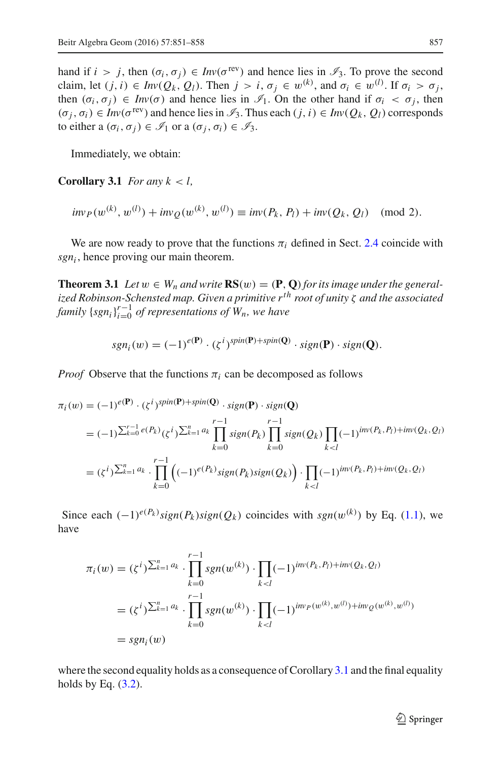hand if $i > j$, then $(\sigma_i, \sigma_j) \in Inv(\sigma^{\text{rev}})$ and hence lies in $\mathscr{I}_3$. To prove the second claim, let $(j, i) \in Inv(Q_k, Q_l)$. Then $j > i$, $\sigma_j \in w^{(k)}$, and $\sigma_i \in w^{(l)}$. If $\sigma_i > \sigma_j$, then $(\sigma_i, \sigma_j) \in Inv(\sigma)$ and hence lies in $\mathscr{I}_1$. On the other hand if $\sigma_i < \sigma_j$, then $(\sigma_j, \sigma_i) \in Inv(\sigma^{\text{rev}})$ and hence lies in $\mathscr{I}_3$. Thus each $(j, i) \in Inv(Q_k, Q_l)$ corresponds to either a $(\sigma_i, \sigma_j) \in \mathscr{I}_1$ or a $(\sigma_j, \sigma_i) \in \mathscr{I}_3$.

Immediately, we obtain:

**Corollary 3.1** *For any $k < l$,*

$$inv_P(w^{(k)}, w^{(l)}) + inv_Q(w^{(k)}, w^{(l)}) \equiv inv(P_k, P_l) + inv(Q_k, Q_l) \pmod 2.$$

We are now ready to prove that the functions $\pi_i$ defined in Sect. 2.4 coincide with $sgn_i$, hence proving our main theorem.

**Theorem 3.1** *Let $w \in W_n$ and write $\mathbf{RS}(w) = (\mathbf{P}, \mathbf{Q})$ for its image under the generalized Robinson-Schensted map. Given a primitive $r^{th}$ root of unity $\zeta$ and the associated family $\{sgn_i\}_{i=0}^{r-1}$ of representations of $W_n$, we have*

$$sgn_i(w) = (-1)^{e(\mathbf{P})} \cdot (\zeta^i)^{spin(\mathbf{P})+spin(\mathbf{Q})} \cdot sign(\mathbf{P}) \cdot sign(\mathbf{Q}).$$

*Proof* Observe that the functions $\pi_i$ can be decomposed as follows

$$\begin{aligned}
\pi_i(w) &= (-1)^{e(\mathbf{P})} \cdot (\zeta^i)^{spin(\mathbf{P})+spin(\mathbf{Q})} \cdot sign(\mathbf{P}) \cdot sign(\mathbf{Q}) \\
&= (-1)^{\sum_{k=0}^{r-1} e(P_k)} (\zeta^i)^{\sum_{k=1}^{n} a_k} \prod_{k=0}^{r-1} sign(P_k) \prod_{k=0}^{r-1} sign(Q_k) \prod_{k<l} (-1)^{inv(P_k, P_l)+inv(Q_k, Q_l)} \\
&= (\zeta^i)^{\sum_{k=1}^{n} a_k} \cdot \prod_{k=0}^{r-1} \left( (-1)^{e(P_k)} sign(P_k) sign(Q_k) \right) \cdot \prod_{k<l} (-1)^{inv(P_k, P_l)+inv(Q_k, Q_l)}
\end{aligned}$$

Since each $(-1)^{e(P_k)} sign(P_k) sign(Q_k)$ coincides with $sgn(w^{(k)})$ by Eq. (1.1), we have

$$\begin{aligned}
\pi_i(w) &= (\zeta^i)^{\sum_{k=1}^{n} a_k} \cdot \prod_{k=0}^{r-1} sgn(w^{(k)}) \cdot \prod_{k<l} (-1)^{inv(P_k, P_l)+inv(Q_k, Q_l)} \\
&= (\zeta^i)^{\sum_{k=1}^{n} a_k} \cdot \prod_{k=0}^{r-1} sgn(w^{(k)}) \cdot \prod_{k<l} (-1)^{inv_P(w^{(k)}, w^{(l)})+inv_Q(w^{(k)}, w^{(l)})} \\
&= sgn_i(w)
\end{aligned}$$

where the second equality holds as a consequence of Corollary 3.1 and the final equality holds by Eq. (3.2).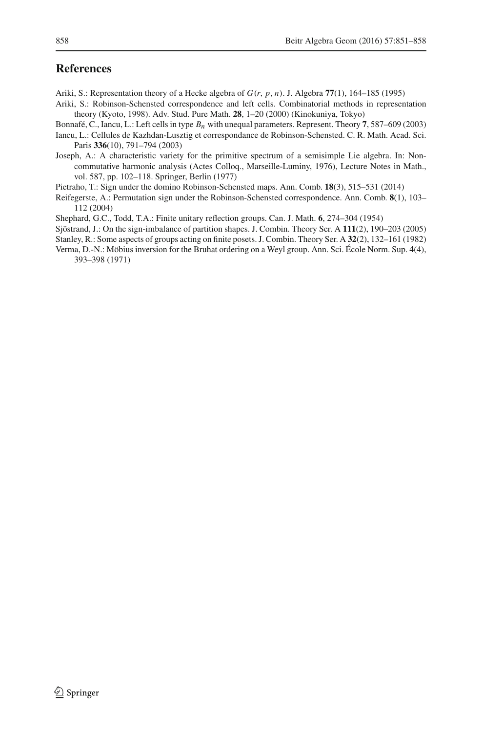## References

Ariki, S.: Representation theory of a Hecke algebra of $G(r, p, n)$. J. Algebra **77**(1), 164–185 (1995)

Ariki, S.: Robinson-Schensted correspondence and left cells. Combinatorial methods in representation theory (Kyoto, 1998). Adv. Stud. Pure Math. **28**, 1–20 (2000) (Kinokuniya, Tokyo)

Bonnafé, C., Iancu, L.: Left cells in type $B_n$ with unequal parameters. Represent. Theory **7**, 587–609 (2003)

Iancu, L.: Cellules de Kazhdan-Lusztig et correspondance de Robinson-Schensted. C. R. Math. Acad. Sci. Paris **336**(10), 791–794 (2003)

Joseph, A.: A characteristic variety for the primitive spectrum of a semisimple Lie algebra. In: Non-commutative harmonic analysis (Actes Colloq., Marseille-Luminy, 1976), Lecture Notes in Math., vol. 587, pp. 102–118. Springer, Berlin (1977)

Pietraho, T.: Sign under the domino Robinson-Schensted maps. Ann. Comb. **18**(3), 515–531 (2014)

Reifegerste, A.: Permutation sign under the Robinson-Schensted correspondence. Ann. Comb. **8**(1), 103–112 (2004)

Shephard, G.C., Todd, T.A.: Finite unitary reflection groups. Can. J. Math. **6**, 274–304 (1954)

Sjöstrand, J.: On the sign-imbalance of partition shapes. J. Combin. Theory Ser. A **111**(2), 190–203 (2005)

Stanley, R.: Some aspects of groups acting on finite posets. J. Combin. Theory Ser. A **32**(2), 132–161 (1982)

Verma, D.-N.: Möbius inversion for the Bruhat ordering on a Weyl group. Ann. Sci. École Norm. Sup. **4**(4), 393–398 (1971)